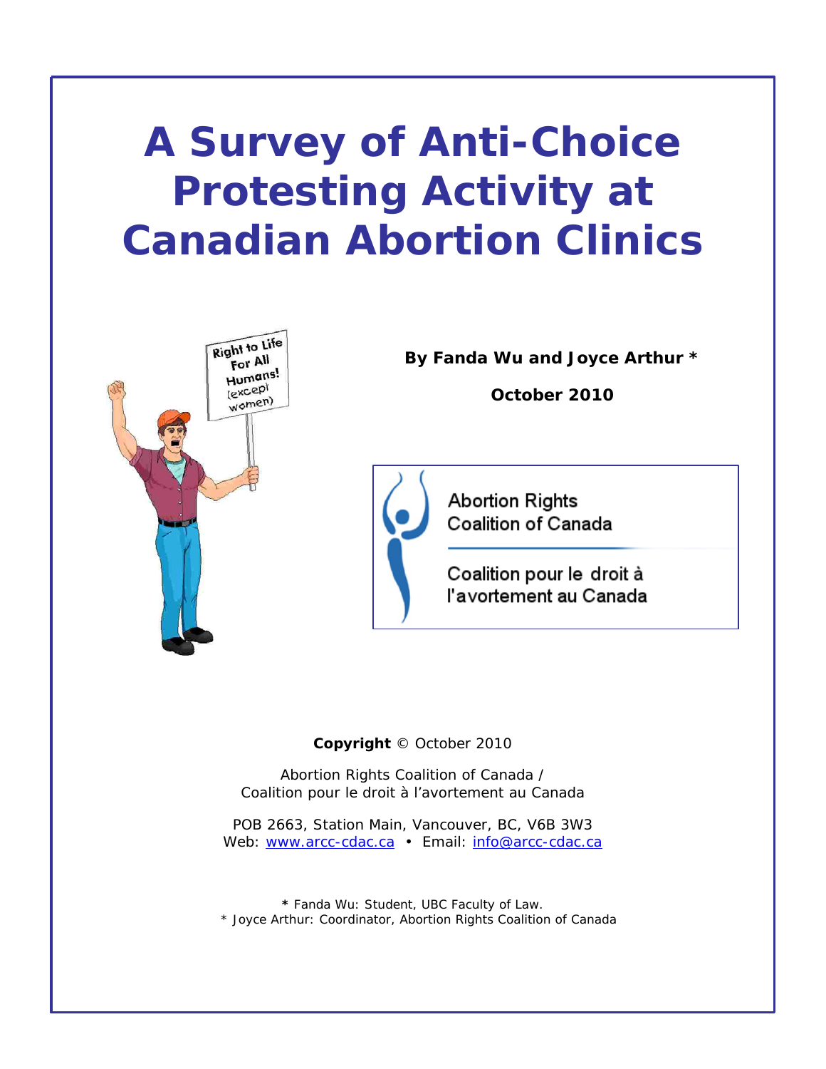# A Survey of Anti-Choice Protesting Activity at Canadian Abortion Clinics

**By Fanda Wu and Joyce Arthur \***

**October 2010**

Abortion Rights Coalition of Canada

Coalition pour le droit à l'avortement au Canada

**Copyright** © October 2010

Abortion Rights Coalition of Canada /
Coalition pour le droit à l'avortement au Canada

POB 2663, Station Main, Vancouver, BC, V6B 3W3
Web: www.arcc-cdac.ca • Email: info@arcc-cdac.ca

\* Fanda Wu: Student, UBC Faculty of Law.
\* Joyce Arthur: Coordinator, Abortion Rights Coalition of Canada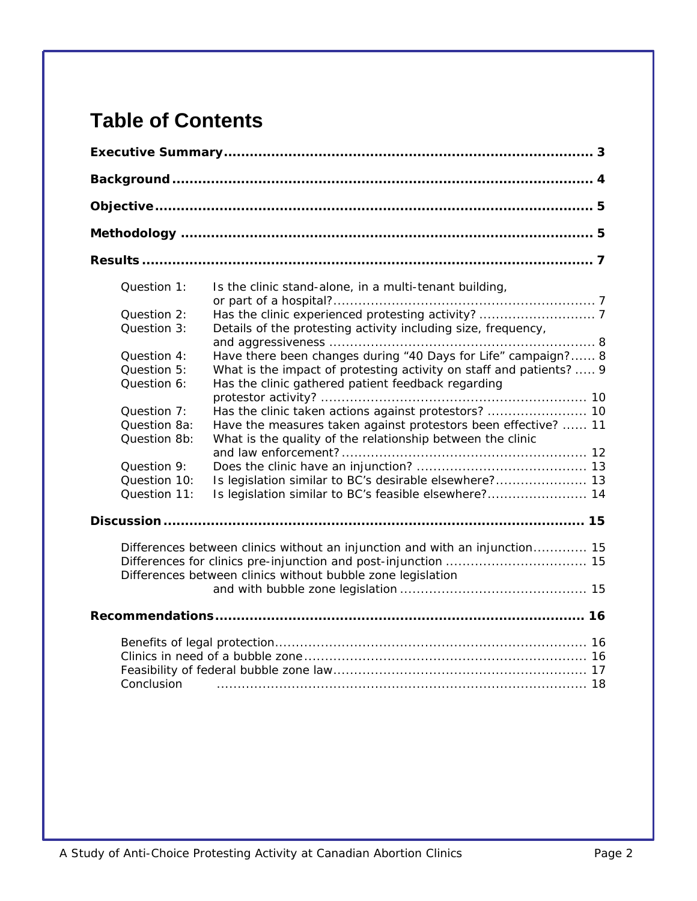# Table of Contents

**Executive Summary** ..... 3

**Background** ..... 4

**Objective** ..... 5

**Methodology** ..... 5

**Results** ..... 7

- Question 1: Is the clinic stand-alone, in a multi-tenant building, or part of a hospital? ..... 7
- Question 2: Has the clinic experienced protesting activity? ..... 7
- Question 3: Details of the protesting activity including size, frequency, and aggressiveness ..... 8
- Question 4: Have there been changes during "40 Days for Life" campaign? ..... 8
- Question 5: What is the impact of protesting activity on staff and patients? ..... 9
- Question 6: Has the clinic gathered patient feedback regarding protestor activity? ..... 10
- Question 7: Has the clinic taken actions against protestors? ..... 10
- Question 8a: Have the measures taken against protestors been effective? ..... 11
- Question 8b: What is the quality of the relationship between the clinic and law enforcement? ..... 12
- Question 9: Does the clinic have an injunction? ..... 13
- Question 10: Is legislation similar to BC's desirable elsewhere? ..... 13
- Question 11: Is legislation similar to BC's feasible elsewhere? ..... 14

**Discussion** ..... 15

- Differences between clinics without an injunction and with an injunction ..... 15
- Differences for clinics pre-injunction and post-injunction ..... 15
- Differences between clinics without bubble zone legislation and with bubble zone legislation ..... 15

**Recommendations** ..... 16

- Benefits of legal protection ..... 16
- Clinics in need of a bubble zone ..... 16
- Feasibility of federal bubble zone law ..... 17
- Conclusion ..... 18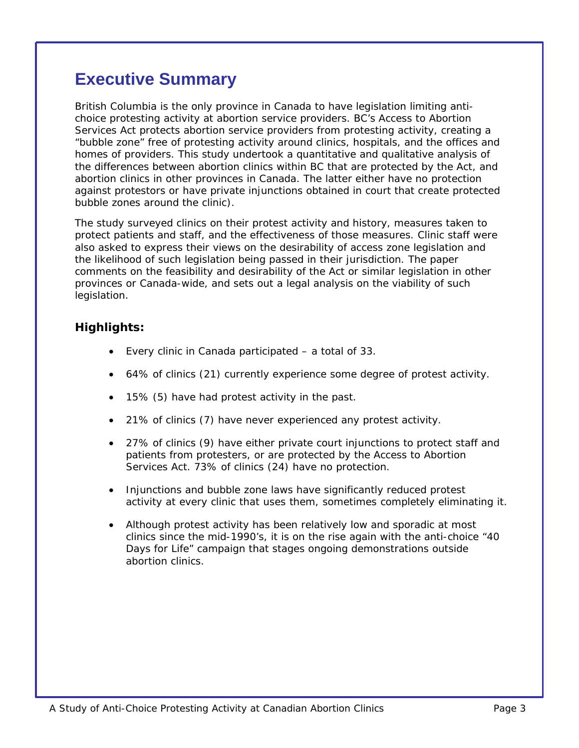# Executive Summary

British Columbia is the only province in Canada to have legislation limiting anti-choice protesting activity at abortion service providers. BC's Access to Abortion Services Act protects abortion service providers from protesting activity, creating a "bubble zone" free of protesting activity around clinics, hospitals, and the offices and homes of providers. This study undertook a quantitative and qualitative analysis of the differences between abortion clinics within BC that are protected by the Act, and abortion clinics in other provinces in Canada. The latter either have no protection against protestors or have private injunctions obtained in court that create protected bubble zones around the clinic).

The study surveyed clinics on their protest activity and history, measures taken to protect patients and staff, and the effectiveness of those measures. Clinic staff were also asked to express their views on the desirability of access zone legislation and the likelihood of such legislation being passed in their jurisdiction. The paper comments on the feasibility and desirability of the Act or similar legislation in other provinces or Canada-wide, and sets out a legal analysis on the viability of such legislation.

### Highlights:

- Every clinic in Canada participated – a total of 33.
- 64% of clinics (21) currently experience some degree of protest activity.
- 15% (5) have had protest activity in the past.
- 21% of clinics (7) have never experienced any protest activity.
- 27% of clinics (9) have either private court injunctions to protect staff and patients from protesters, or are protected by the Access to Abortion Services Act. 73% of clinics (24) have no protection.
- Injunctions and bubble zone laws have significantly reduced protest activity at every clinic that uses them, sometimes completely eliminating it.
- Although protest activity has been relatively low and sporadic at most clinics since the mid-1990's, it is on the rise again with the anti-choice "40 Days for Life" campaign that stages ongoing demonstrations outside abortion clinics.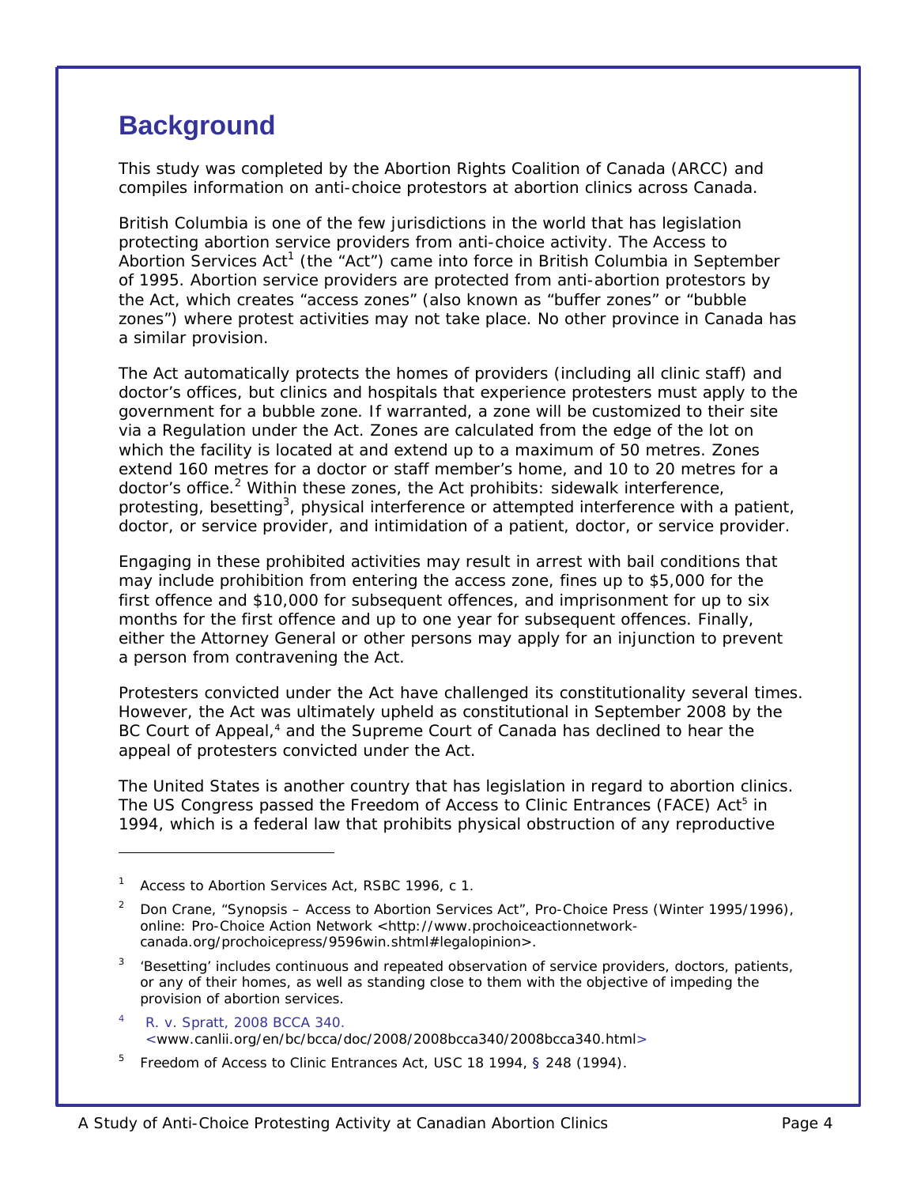## Background

This study was completed by the Abortion Rights Coalition of Canada (ARCC) and compiles information on anti-choice protestors at abortion clinics across Canada.

British Columbia is one of the few jurisdictions in the world that has legislation protecting abortion service providers from anti-choice activity. The Access to Abortion Services Act[1] (the "Act") came into force in British Columbia in September of 1995. Abortion service providers are protected from anti-abortion protestors by the Act, which creates "access zones" (also known as "buffer zones" or "bubble zones") where protest activities may not take place. No other province in Canada has a similar provision.

The Act automatically protects the homes of providers (including all clinic staff) and doctor's offices, but clinics and hospitals that experience protesters must apply to the government for a bubble zone. If warranted, a zone will be customized to their site via a Regulation under the Act. Zones are calculated from the edge of the lot on which the facility is located at and extend up to a maximum of 50 metres. Zones extend 160 metres for a doctor or staff member's home, and 10 to 20 metres for a doctor's office.[2] Within these zones, the Act prohibits: sidewalk interference, protesting, besetting[3], physical interference or attempted interference with a patient, doctor, or service provider, and intimidation of a patient, doctor, or service provider.

Engaging in these prohibited activities may result in arrest with bail conditions that may include prohibition from entering the access zone, fines up to $5,000 for the first offence and $10,000 for subsequent offences, and imprisonment for up to six months for the first offence and up to one year for subsequent offences. Finally, either the Attorney General or other persons may apply for an injunction to prevent a person from contravening the Act.

Protesters convicted under the Act have challenged its constitutionality several times. However, the Act was ultimately upheld as constitutional in September 2008 by the BC Court of Appeal,[4] and the Supreme Court of Canada has declined to hear the appeal of protesters convicted under the Act.

The United States is another country that has legislation in regard to abortion clinics. The US Congress passed the Freedom of Access to Clinic Entrances (FACE) Act[5] in 1994, which is a federal law that prohibits physical obstruction of any reproductive

---

[1] Access to Abortion Services Act, RSBC 1996, c 1.

[2] Don Crane, "Synopsis – Access to Abortion Services Act", Pro-Choice Press (Winter 1995/1996), online: Pro-Choice Action Network <http://www.prochoiceactionnetwork-canada.org/prochoicepress/9596win.shtml#legalopinion>.

[3] 'Besetting' includes continuous and repeated observation of service providers, doctors, patients, or any of their homes, as well as standing close to them with the objective of impeding the provision of abortion services.

[4] R. v. Spratt, 2008 BCCA 340. <www.canlii.org/en/bc/bcca/doc/2008/2008bcca340/2008bcca340.html>

[5] Freedom of Access to Clinic Entrances Act, USC 18 1994, § 248 (1994).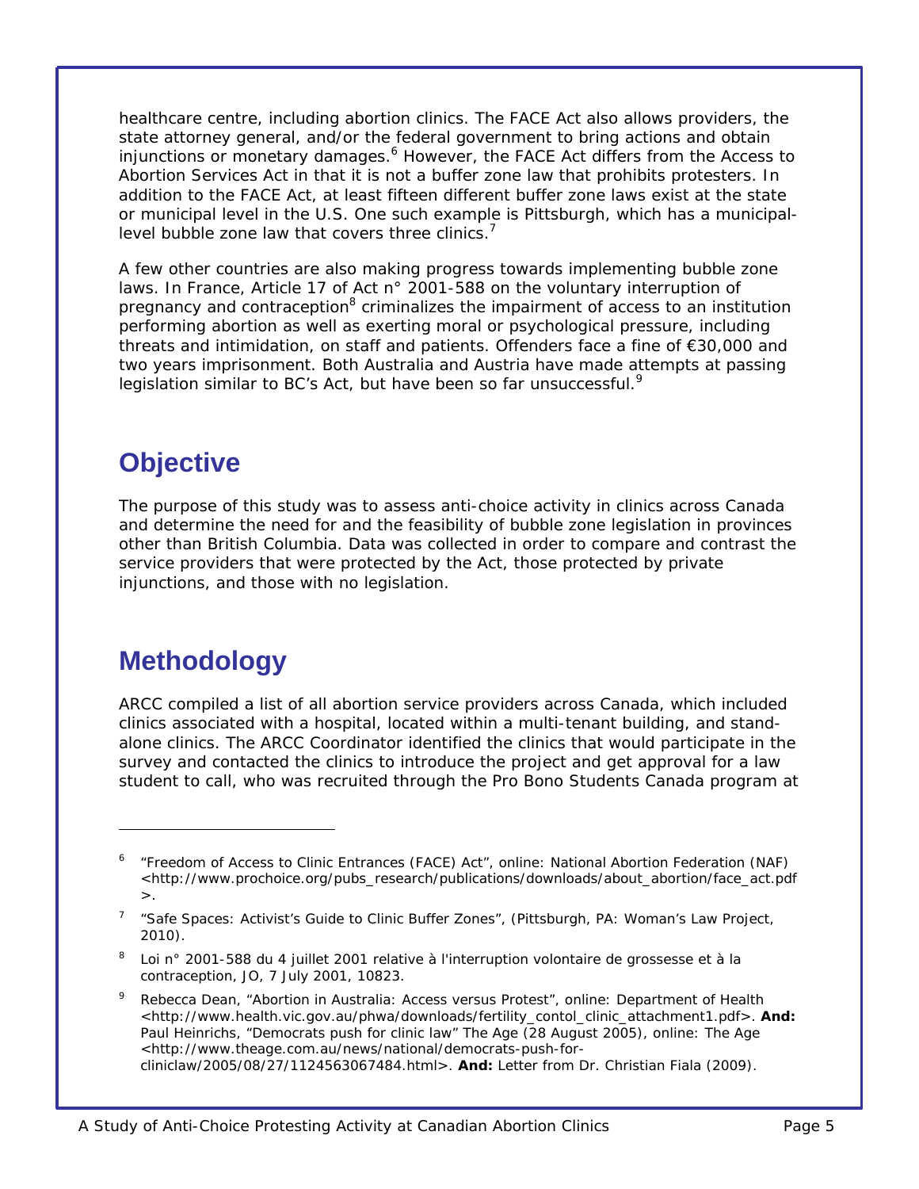healthcare centre, including abortion clinics. The FACE Act also allows providers, the state attorney general, and/or the federal government to bring actions and obtain injunctions or monetary damages.[6] However, the FACE Act differs from the Access to Abortion Services Act in that it is not a buffer zone law that prohibits protesters. In addition to the FACE Act, at least fifteen different buffer zone laws exist at the state or municipal level in the U.S. One such example is Pittsburgh, which has a municipal-level bubble zone law that covers three clinics.[7]

A few other countries are also making progress towards implementing bubble zone laws. In France, Article 17 of Act n° 2001-588 on the voluntary interruption of pregnancy and contraception[8] criminalizes the impairment of access to an institution performing abortion as well as exerting moral or psychological pressure, including threats and intimidation, on staff and patients. Offenders face a fine of €30,000 and two years imprisonment. Both Australia and Austria have made attempts at passing legislation similar to BC's Act, but have been so far unsuccessful.[9]

## Objective

The purpose of this study was to assess anti-choice activity in clinics across Canada and determine the need for and the feasibility of bubble zone legislation in provinces other than British Columbia. Data was collected in order to compare and contrast the service providers that were protected by the Act, those protected by private injunctions, and those with no legislation.

## Methodology

ARCC compiled a list of all abortion service providers across Canada, which included clinics associated with a hospital, located within a multi-tenant building, and stand-alone clinics. The ARCC Coordinator identified the clinics that would participate in the survey and contacted the clinics to introduce the project and get approval for a law student to call, who was recruited through the Pro Bono Students Canada program at

---

[6] "Freedom of Access to Clinic Entrances (FACE) Act", online: National Abortion Federation (NAF) <http://www.prochoice.org/pubs_research/publications/downloads/about_abortion/face_act.pdf>.

[7] "Safe Spaces: Activist's Guide to Clinic Buffer Zones", (Pittsburgh, PA: Woman's Law Project, 2010).

[8] Loi n° 2001-588 du 4 juillet 2001 relative à l'interruption volontaire de grossesse et à la contraception, JO, 7 July 2001, 10823.

[9] Rebecca Dean, "Abortion in Australia: Access versus Protest", online: Department of Health <http://www.health.vic.gov.au/phwa/downloads/fertility_contol_clinic_attachment1.pdf>. **And:** Paul Heinrichs, "Democrats push for clinic law" The Age (28 August 2005), online: The Age <http://www.theage.com.au/news/national/democrats-push-for-cliniclaw/2005/08/27/1124563067484.html>. **And:** Letter from Dr. Christian Fiala (2009).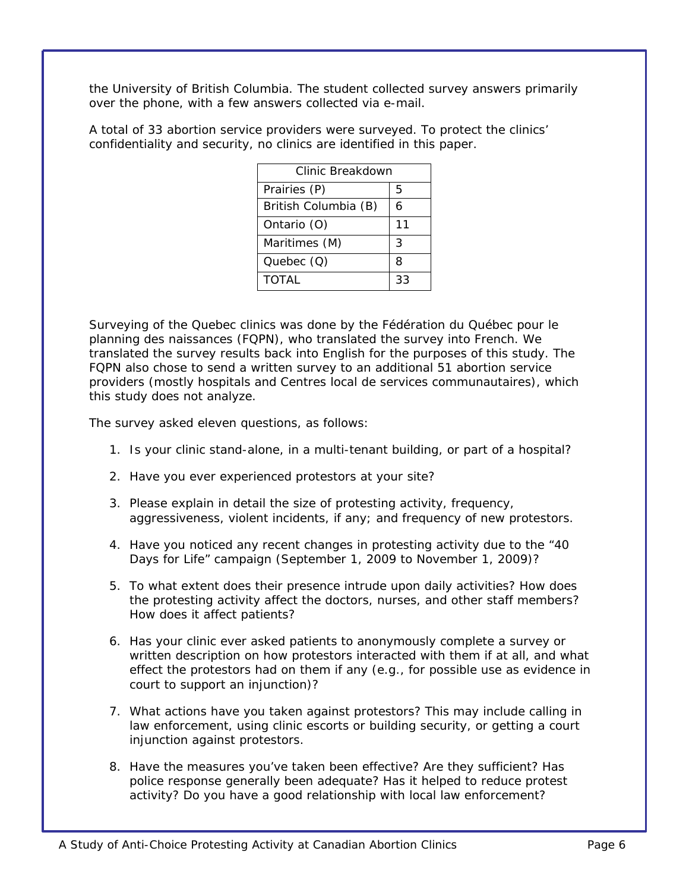the University of British Columbia. The student collected survey answers primarily over the phone, with a few answers collected via e-mail.

A total of 33 abortion service providers were surveyed. To protect the clinics' confidentiality and security, no clinics are identified in this paper.

| Clinic Breakdown | |
|---|---|
| Prairies (P) | 5 |
| British Columbia (B) | 6 |
| Ontario (O) | 11 |
| Maritimes (M) | 3 |
| Quebec (Q) | 8 |
| TOTAL | 33 |

Surveying of the Quebec clinics was done by the Fédération du Québec pour le planning des naissances (FQPN), who translated the survey into French. We translated the survey results back into English for the purposes of this study. The FQPN also chose to send a written survey to an additional 51 abortion service providers (mostly hospitals and Centres local de services communautaires), which this study does not analyze.

The survey asked eleven questions, as follows:

1. Is your clinic stand-alone, in a multi-tenant building, or part of a hospital?
2. Have you ever experienced protestors at your site?
3. Please explain in detail the size of protesting activity, frequency, aggressiveness, violent incidents, if any; and frequency of new protestors.
4. Have you noticed any recent changes in protesting activity due to the "40 Days for Life" campaign (September 1, 2009 to November 1, 2009)?
5. To what extent does their presence intrude upon daily activities? How does the protesting activity affect the doctors, nurses, and other staff members? How does it affect patients?
6. Has your clinic ever asked patients to anonymously complete a survey or written description on how protestors interacted with them if at all, and what effect the protestors had on them if any (e.g., for possible use as evidence in court to support an injunction)?
7. What actions have you taken against protestors? This may include calling in law enforcement, using clinic escorts or building security, or getting a court injunction against protestors.
8. Have the measures you've taken been effective? Are they sufficient? Has police response generally been adequate? Has it helped to reduce protest activity? Do you have a good relationship with local law enforcement?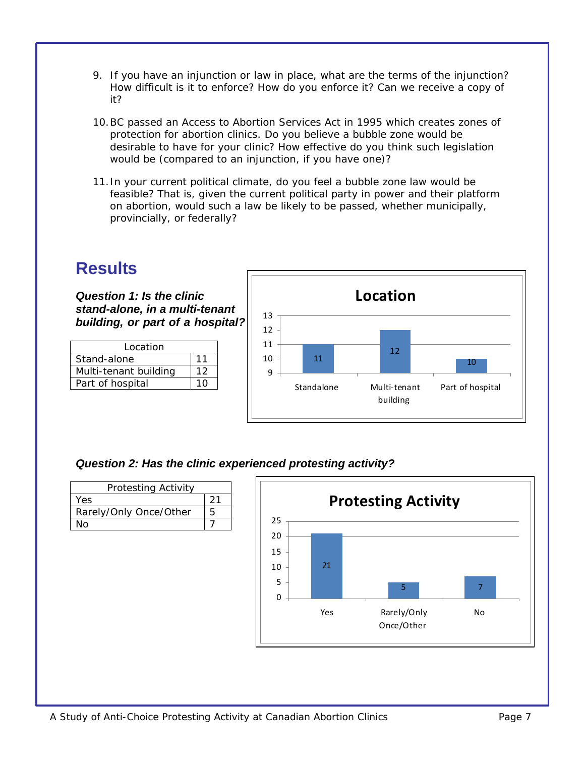9. If you have an injunction or law in place, what are the terms of the injunction? How difficult is it to enforce? How do you enforce it? Can we receive a copy of it?

10. BC passed an Access to Abortion Services Act in 1995 which creates zones of protection for abortion clinics. Do you believe a bubble zone would be desirable to have for your clinic? How effective do you think such legislation would be (compared to an injunction, if you have one)?

11. In your current political climate, do you feel a bubble zone law would be feasible? That is, given the current political party in power and their platform on abortion, would such a law be likely to be passed, whether municipally, provincially, or federally?

## Results

***Question 1: Is the clinic stand-alone, in a multi-tenant building, or part of a hospital?***

| Location | |
|---|---|
| Stand-alone | 11 |
| Multi-tenant building | 12 |
| Part of hospital | 10 |

**Location**

| | Standalone | Multi-tenant building | Part of hospital |
|---|---|---|---|
| Count | 11 | 12 | 10 |

***Question 2: Has the clinic experienced protesting activity?***

| Protesting Activity | |
|---|---|
| Yes | 21 |
| Rarely/Only Once/Other | 5 |
| No | 7 |

**Protesting Activity**

| | Yes | Rarely/Only Once/Other | No |
|---|---|---|---|
| Count | 21 | 5 | 7 |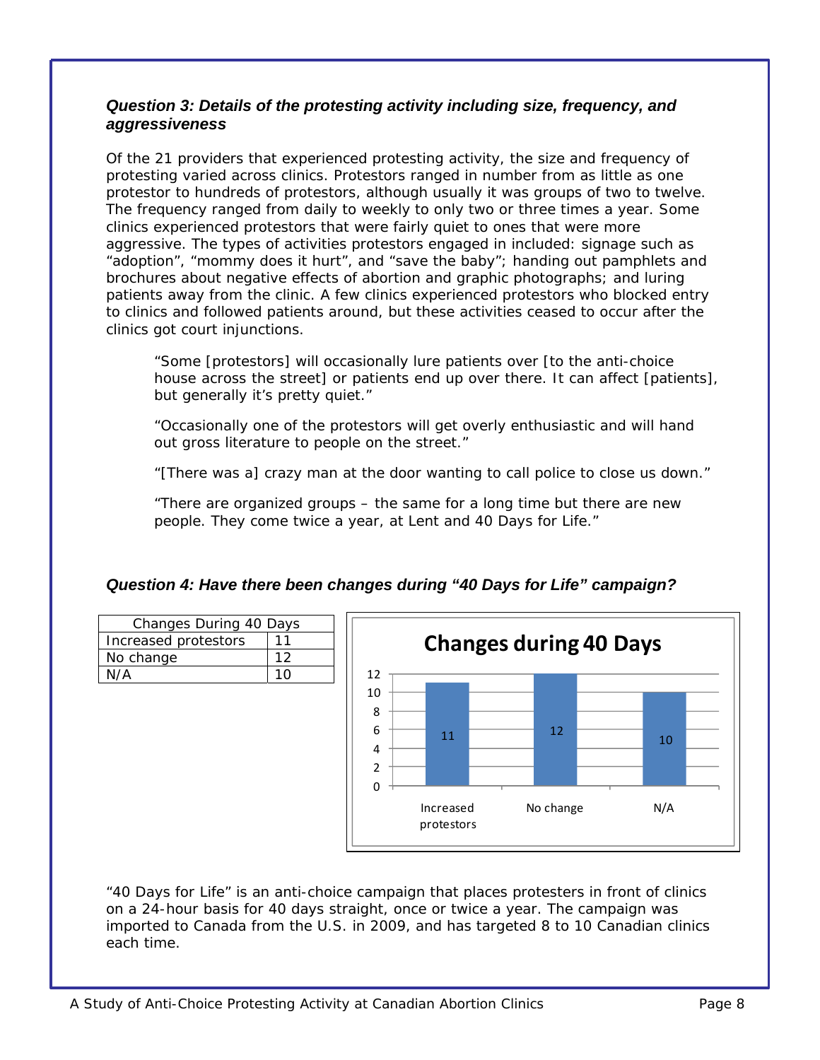### *Question 3: Details of the protesting activity including size, frequency, and aggressiveness*

Of the 21 providers that experienced protesting activity, the size and frequency of protesting varied across clinics. Protestors ranged in number from as little as one protestor to hundreds of protestors, although usually it was groups of two to twelve. The frequency ranged from daily to weekly to only two or three times a year. Some clinics experienced protestors that were fairly quiet to ones that were more aggressive. The types of activities protestors engaged in included: signage such as "adoption", "mommy does it hurt", and "save the baby"; handing out pamphlets and brochures about negative effects of abortion and graphic photographs; and luring patients away from the clinic. A few clinics experienced protestors who blocked entry to clinics and followed patients around, but these activities ceased to occur after the clinics got court injunctions.

> "Some [protestors] will occasionally lure patients over [to the anti-choice house across the street] or patients end up over there. It can affect [patients], but generally it's pretty quiet."
>
> "Occasionally one of the protestors will get overly enthusiastic and will hand out gross literature to people on the street."
>
> "[There was a] crazy man at the door wanting to call police to close us down."
>
> "There are organized groups – the same for a long time but there are new people. They come twice a year, at Lent and 40 Days for Life."

### *Question 4: Have there been changes during "40 Days for Life" campaign?*

| Changes During 40 Days | |
|---|---|
| Increased protestors | 11 |
| No change | 12 |
| N/A | 10 |

**Changes during 40 Days**

| | Increased protestors | No change | N/A |
|---|---|---|---|
| Count | 11 | 12 | 10 |

"40 Days for Life" is an anti-choice campaign that places protesters in front of clinics on a 24-hour basis for 40 days straight, once or twice a year. The campaign was imported to Canada from the U.S. in 2009, and has targeted 8 to 10 Canadian clinics each time.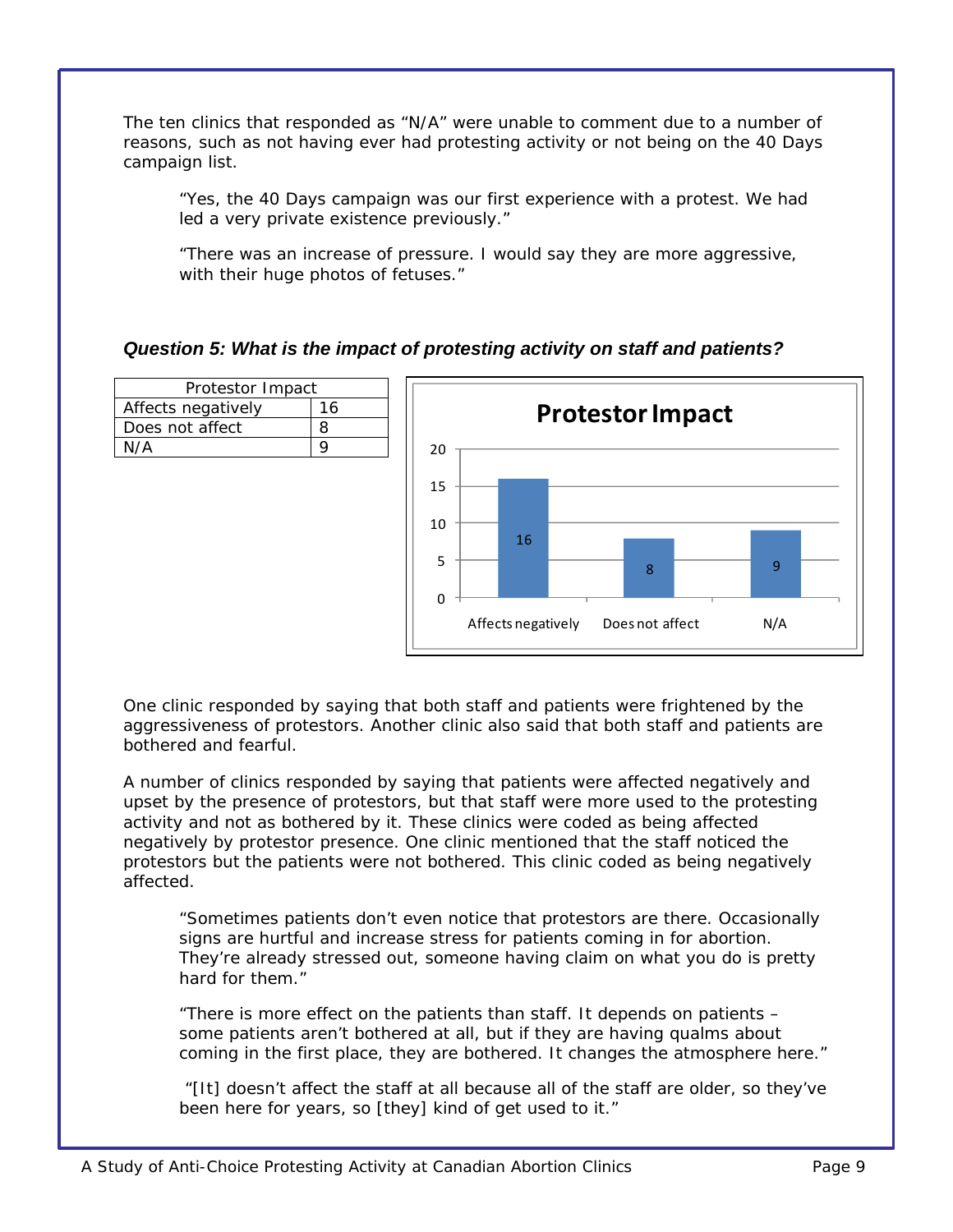The ten clinics that responded as "N/A" were unable to comment due to a number of reasons, such as not having ever had protesting activity or not being on the 40 Days campaign list.

> "Yes, the 40 Days campaign was our first experience with a protest. We had led a very private existence previously."

> "There was an increase of pressure. I would say they are more aggressive, with their huge photos of fetuses."

### *Question 5: What is the impact of protesting activity on staff and patients?*

| Protestor Impact | |
|---|---|
| Affects negatively | 16 |
| Does not affect | 8 |
| N/A | 9 |

One clinic responded by saying that both staff and patients were frightened by the aggressiveness of protestors. Another clinic also said that both staff and patients are bothered and fearful.

A number of clinics responded by saying that patients were affected negatively and upset by the presence of protestors, but that staff were more used to the protesting activity and not as bothered by it. These clinics were coded as being affected negatively by protestor presence. One clinic mentioned that the staff noticed the protestors but the patients were not bothered. This clinic coded as being negatively affected.

> "Sometimes patients don't even notice that protestors are there. Occasionally signs are hurtful and increase stress for patients coming in for abortion. They're already stressed out, someone having claim on what you do is pretty hard for them."

> "There is more effect on the patients than staff. It depends on patients – some patients aren't bothered at all, but if they are having qualms about coming in the first place, they are bothered. It changes the atmosphere here."

> "[It] doesn't affect the staff at all because all of the staff are older, so they've been here for years, so [they] kind of get used to it."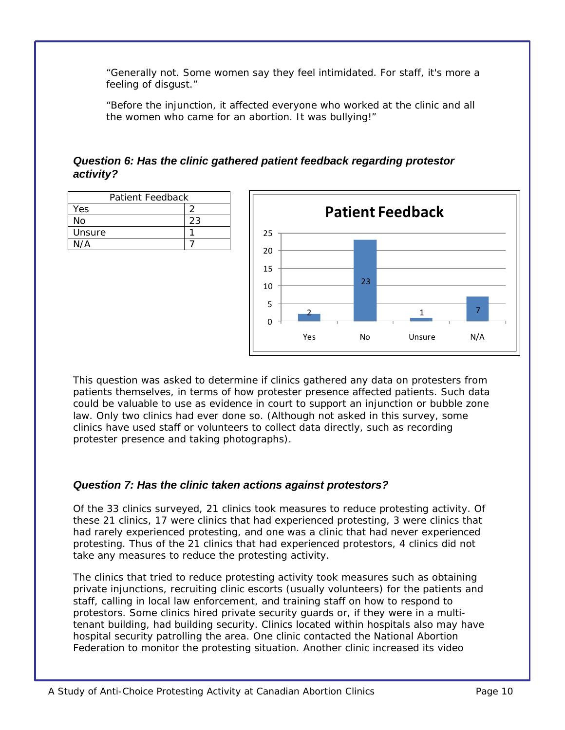"Generally not. Some women say they feel intimidated. For staff, it's more a feeling of disgust."

"Before the injunction, it affected everyone who worked at the clinic and all the women who came for an abortion. It was bullying!"

### *Question 6: Has the clinic gathered patient feedback regarding protestor activity?*

| Patient Feedback | |
|---|---|
| Yes | 2 |
| No | 23 |
| Unsure | 1 |
| N/A | 7 |

This question was asked to determine if clinics gathered any data on protesters from patients themselves, in terms of how protester presence affected patients. Such data could be valuable to use as evidence in court to support an injunction or bubble zone law. Only two clinics had ever done so. (Although not asked in this survey, some clinics have used staff or volunteers to collect data directly, such as recording protester presence and taking photographs).

### *Question 7: Has the clinic taken actions against protestors?*

Of the 33 clinics surveyed, 21 clinics took measures to reduce protesting activity. Of these 21 clinics, 17 were clinics that had experienced protesting, 3 were clinics that had rarely experienced protesting, and one was a clinic that had never experienced protesting. Thus of the 21 clinics that had experienced protestors, 4 clinics did not take any measures to reduce the protesting activity.

The clinics that tried to reduce protesting activity took measures such as obtaining private injunctions, recruiting clinic escorts (usually volunteers) for the patients and staff, calling in local law enforcement, and training staff on how to respond to protestors. Some clinics hired private security guards or, if they were in a multi-tenant building, had building security. Clinics located within hospitals also may have hospital security patrolling the area. One clinic contacted the National Abortion Federation to monitor the protesting situation. Another clinic increased its video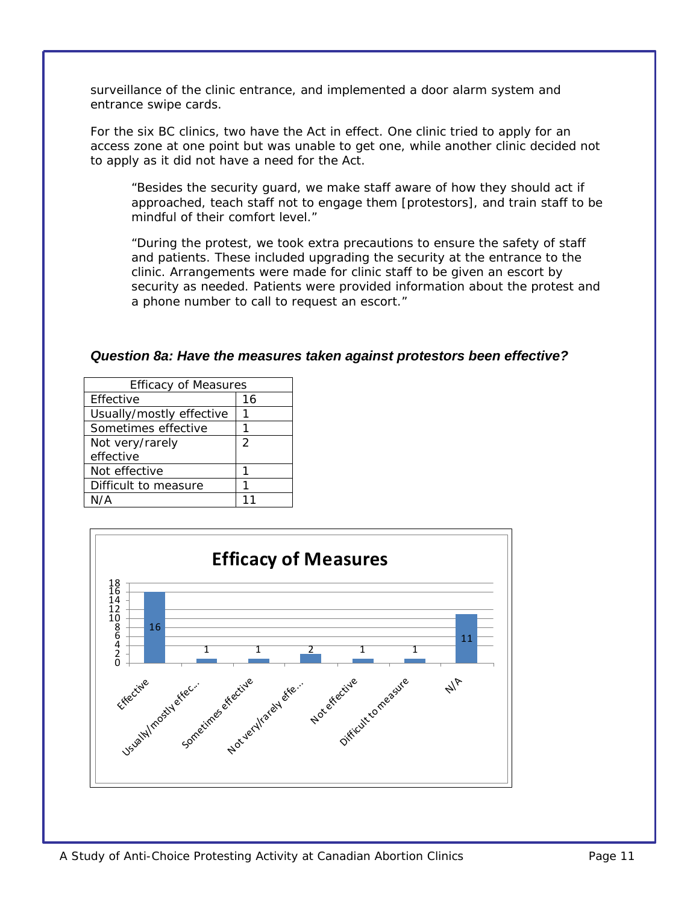surveillance of the clinic entrance, and implemented a door alarm system and entrance swipe cards.

For the six BC clinics, two have the Act in effect. One clinic tried to apply for an access zone at one point but was unable to get one, while another clinic decided not to apply as it did not have a need for the Act.

> "Besides the security guard, we make staff aware of how they should act if approached, teach staff not to engage them [protestors], and train staff to be mindful of their comfort level."

> "During the protest, we took extra precautions to ensure the safety of staff and patients. These included upgrading the security at the entrance to the clinic. Arrangements were made for clinic staff to be given an escort by security as needed. Patients were provided information about the protest and a phone number to call to request an escort."

### *Question 8a: Have the measures taken against protestors been effective?*

| Efficacy of Measures | |
|---|---|
| Effective | 16 |
| Usually/mostly effective | 1 |
| Sometimes effective | 1 |
| Not very/rarely effective | 2 |
| Not effective | 1 |
| Difficult to measure | 1 |
| N/A | 11 |

**Efficacy of Measures**

| Category | Value |
|---|---|
| Effective | 16 |
| Usually/mostly effec... | 1 |
| Sometimes effective | 1 |
| Not very/rarely effe... | 2 |
| Not effective | 1 |
| Difficult to measure | 1 |
| N/A | 11 |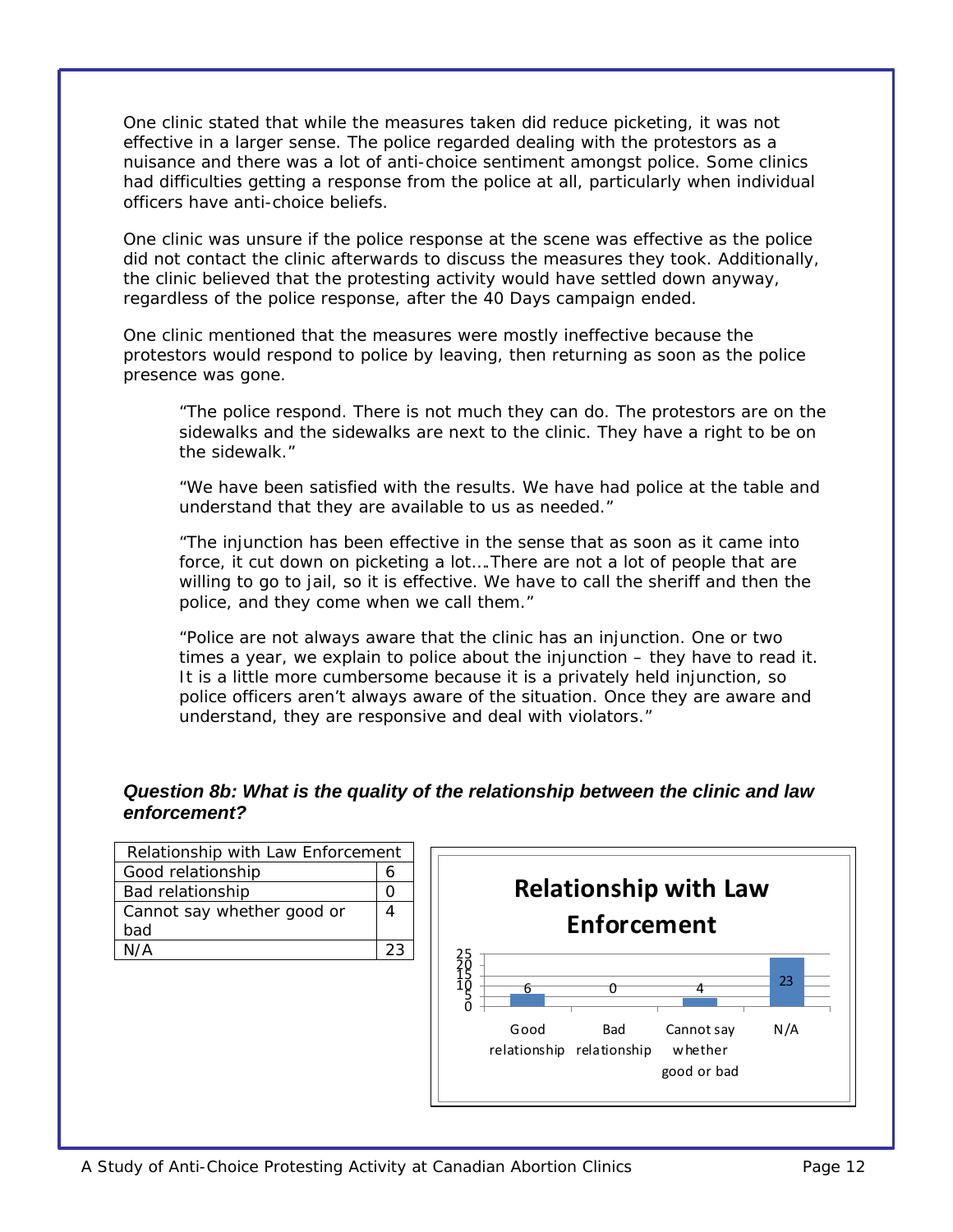One clinic stated that while the measures taken did reduce picketing, it was not effective in a larger sense. The police regarded dealing with the protestors as a nuisance and there was a lot of anti-choice sentiment amongst police. Some clinics had difficulties getting a response from the police at all, particularly when individual officers have anti-choice beliefs.

One clinic was unsure if the police response at the scene was effective as the police did not contact the clinic afterwards to discuss the measures they took. Additionally, the clinic believed that the protesting activity would have settled down anyway, regardless of the police response, after the 40 Days campaign ended.

One clinic mentioned that the measures were mostly ineffective because the protestors would respond to police by leaving, then returning as soon as the police presence was gone.

> "The police respond. There is not much they can do. The protestors are on the sidewalks and the sidewalks are next to the clinic. They have a right to be on the sidewalk."

> "We have been satisfied with the results. We have had police at the table and understand that they are available to us as needed."

> "The injunction has been effective in the sense that as soon as it came into force, it cut down on picketing a lot….There are not a lot of people that are willing to go to jail, so it is effective. We have to call the sheriff and then the police, and they come when we call them."

> "Police are not always aware that the clinic has an injunction. One or two times a year, we explain to police about the injunction – they have to read it. It is a little more cumbersome because it is a privately held injunction, so police officers aren't always aware of the situation. Once they are aware and understand, they are responsive and deal with violators."

### *Question 8b: What is the quality of the relationship between the clinic and law enforcement?*

| Relationship with Law Enforcement | |
|---|---|
| Good relationship | 6 |
| Bad relationship | 0 |
| Cannot say whether good or bad | 4 |
| N/A | 23 |

**Relationship with Law Enforcement**

| Category | Count |
|---|---|
| Good relationship | 6 |
| Bad relationship | 0 |
| Cannot say whether good or bad | 4 |
| N/A | 23 |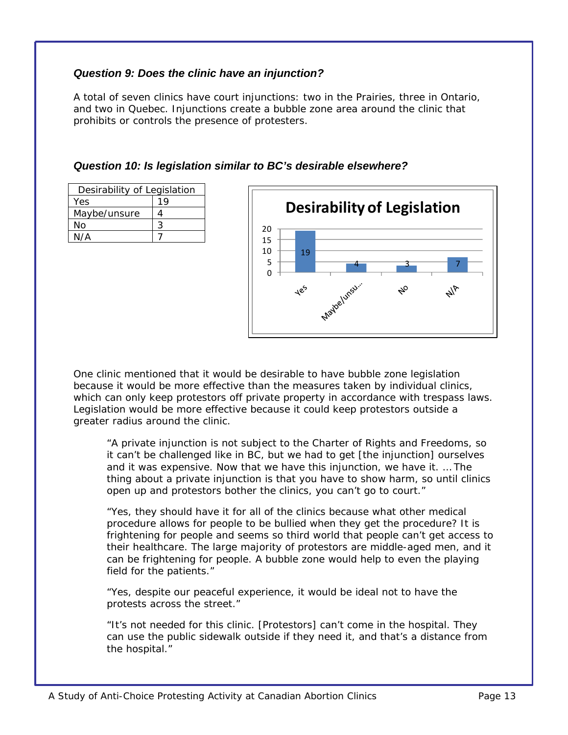### *Question 9: Does the clinic have an injunction?*

A total of seven clinics have court injunctions: two in the Prairies, three in Ontario, and two in Quebec. Injunctions create a bubble zone area around the clinic that prohibits or controls the presence of protesters.

### *Question 10: Is legislation similar to BC's desirable elsewhere?*

| Desirability of Legislation | |
|---|---|
| Yes | 19 |
| Maybe/unsure | 4 |
| No | 3 |
| N/A | 7 |

One clinic mentioned that it would be desirable to have bubble zone legislation because it would be more effective than the measures taken by individual clinics, which can only keep protestors off private property in accordance with trespass laws. Legislation would be more effective because it could keep protestors outside a greater radius around the clinic.

> "A private injunction is not subject to the Charter of Rights and Freedoms, so it can't be challenged like in BC, but we had to get [the injunction] ourselves and it was expensive. Now that we have this injunction, we have it. … The thing about a private injunction is that you have to show harm, so until clinics open up and protestors bother the clinics, you can't go to court."

> "Yes, they should have it for all of the clinics because what other medical procedure allows for people to be bullied when they get the procedure? It is frightening for people and seems so third world that people can't get access to their healthcare. The large majority of protestors are middle-aged men, and it can be frightening for people. A bubble zone would help to even the playing field for the patients."

> "Yes, despite our peaceful experience, it would be ideal not to have the protests across the street."

> "It's not needed for this clinic. [Protestors] can't come in the hospital. They can use the public sidewalk outside if they need it, and that's a distance from the hospital."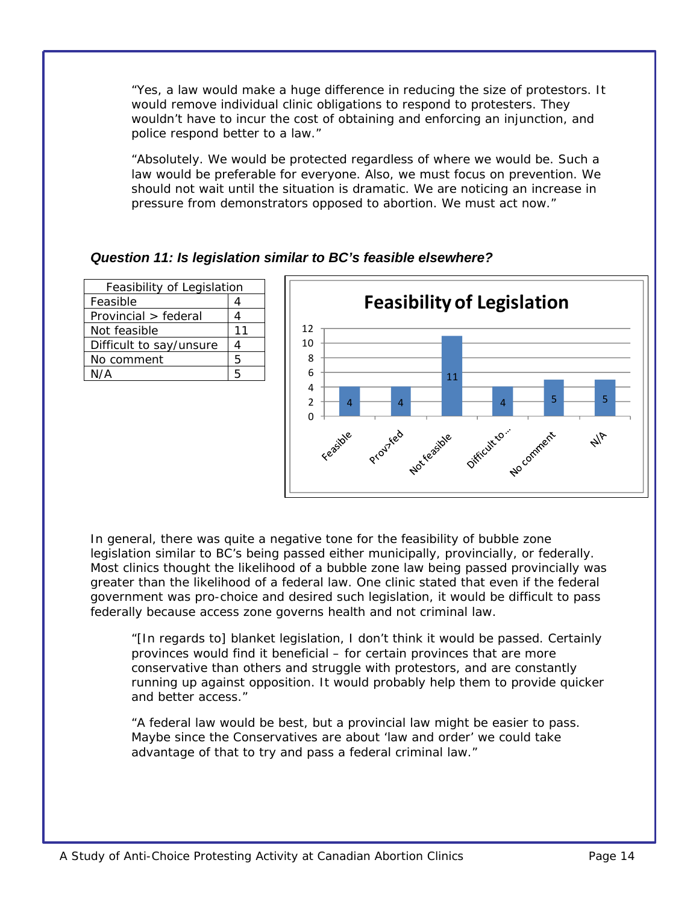"Yes, a law would make a huge difference in reducing the size of protestors. It would remove individual clinic obligations to respond to protesters. They wouldn't have to incur the cost of obtaining and enforcing an injunction, and police respond better to a law."

"Absolutely. We would be protected regardless of where we would be. Such a law would be preferable for everyone. Also, we must focus on prevention. We should not wait until the situation is dramatic. We are noticing an increase in pressure from demonstrators opposed to abortion. We must act now."

### *Question 11: Is legislation similar to BC's feasible elsewhere?*

| Feasibility of Legislation | |
|---|---|
| Feasible | 4 |
| Provincial > federal | 4 |
| Not feasible | 11 |
| Difficult to say/unsure | 4 |
| No comment | 5 |
| N/A | 5 |

**Feasibility of Legislation**

| Category | Count |
|---|---|
| Feasible | 4 |
| Prov>fed | 4 |
| Not feasible | 11 |
| Difficult to... | 4 |
| No comment | 5 |
| N/A | 5 |

In general, there was quite a negative tone for the feasibility of bubble zone legislation similar to BC's being passed either municipally, provincially, or federally. Most clinics thought the likelihood of a bubble zone law being passed provincially was greater than the likelihood of a federal law. One clinic stated that even if the federal government was pro-choice and desired such legislation, it would be difficult to pass federally because access zone governs health and not criminal law.

"[In regards to] blanket legislation, I don't think it would be passed. Certainly provinces would find it beneficial – for certain provinces that are more conservative than others and struggle with protestors, and are constantly running up against opposition. It would probably help them to provide quicker and better access."

"A federal law would be best, but a provincial law might be easier to pass. Maybe since the Conservatives are about 'law and order' we could take advantage of that to try and pass a federal criminal law."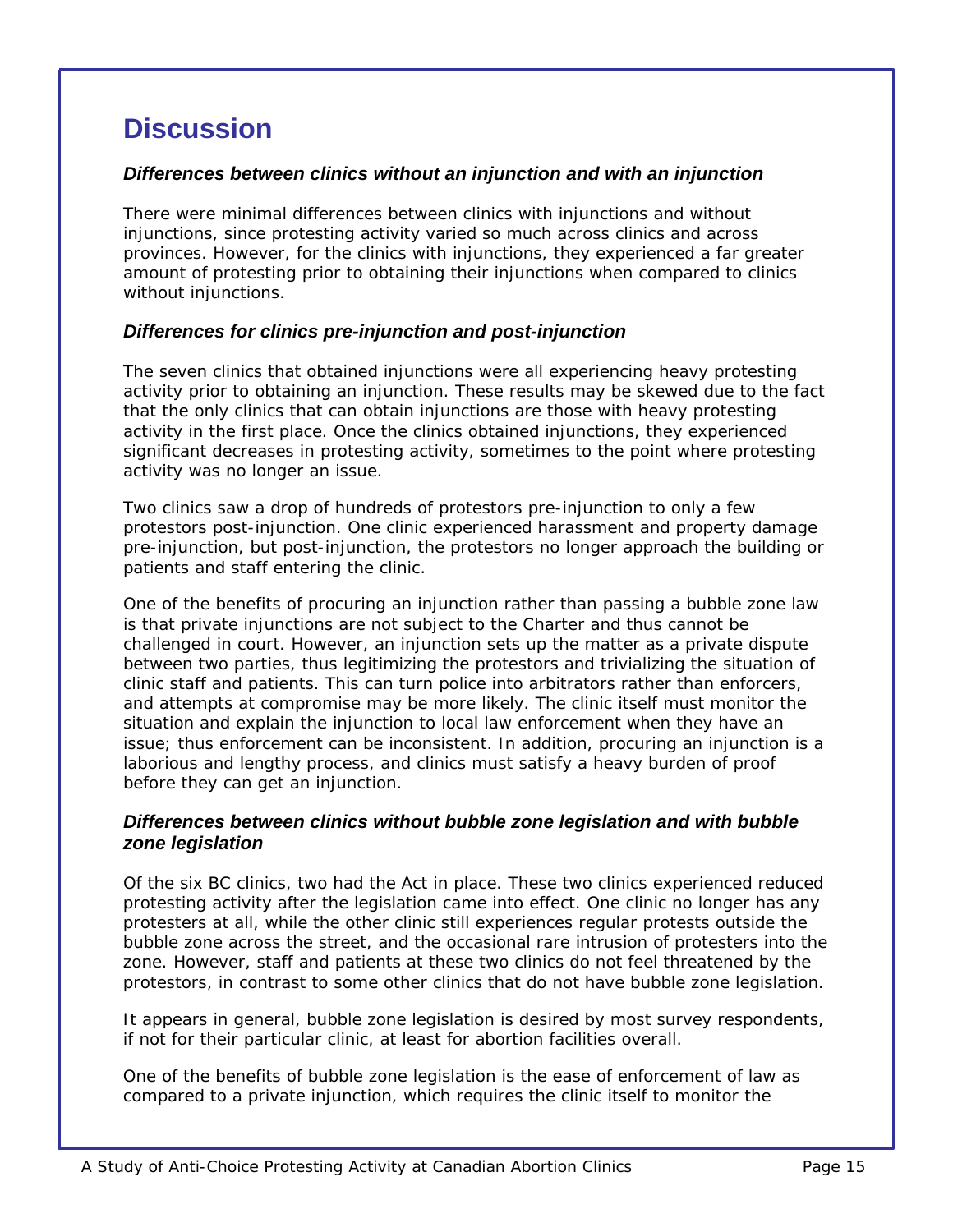# Discussion

### *Differences between clinics without an injunction and with an injunction*

There were minimal differences between clinics with injunctions and without injunctions, since protesting activity varied so much across clinics and across provinces. However, for the clinics with injunctions, they experienced a far greater amount of protesting prior to obtaining their injunctions when compared to clinics without injunctions.

### *Differences for clinics pre-injunction and post-injunction*

The seven clinics that obtained injunctions were all experiencing heavy protesting activity prior to obtaining an injunction. These results may be skewed due to the fact that the only clinics that can obtain injunctions are those with heavy protesting activity in the first place. Once the clinics obtained injunctions, they experienced significant decreases in protesting activity, sometimes to the point where protesting activity was no longer an issue.

Two clinics saw a drop of hundreds of protestors pre-injunction to only a few protestors post-injunction. One clinic experienced harassment and property damage pre-injunction, but post-injunction, the protestors no longer approach the building or patients and staff entering the clinic.

One of the benefits of procuring an injunction rather than passing a bubble zone law is that private injunctions are not subject to the Charter and thus cannot be challenged in court. However, an injunction sets up the matter as a private dispute between two parties, thus legitimizing the protestors and trivializing the situation of clinic staff and patients. This can turn police into arbitrators rather than enforcers, and attempts at compromise may be more likely. The clinic itself must monitor the situation and explain the injunction to local law enforcement when they have an issue; thus enforcement can be inconsistent. In addition, procuring an injunction is a laborious and lengthy process, and clinics must satisfy a heavy burden of proof before they can get an injunction.

### *Differences between clinics without bubble zone legislation and with bubble zone legislation*

Of the six BC clinics, two had the Act in place. These two clinics experienced reduced protesting activity after the legislation came into effect. One clinic no longer has any protesters at all, while the other clinic still experiences regular protests outside the bubble zone across the street, and the occasional rare intrusion of protesters into the zone. However, staff and patients at these two clinics do not feel threatened by the protestors, in contrast to some other clinics that do not have bubble zone legislation.

It appears in general, bubble zone legislation is desired by most survey respondents, if not for their particular clinic, at least for abortion facilities overall.

One of the benefits of bubble zone legislation is the ease of enforcement of law as compared to a private injunction, which requires the clinic itself to monitor the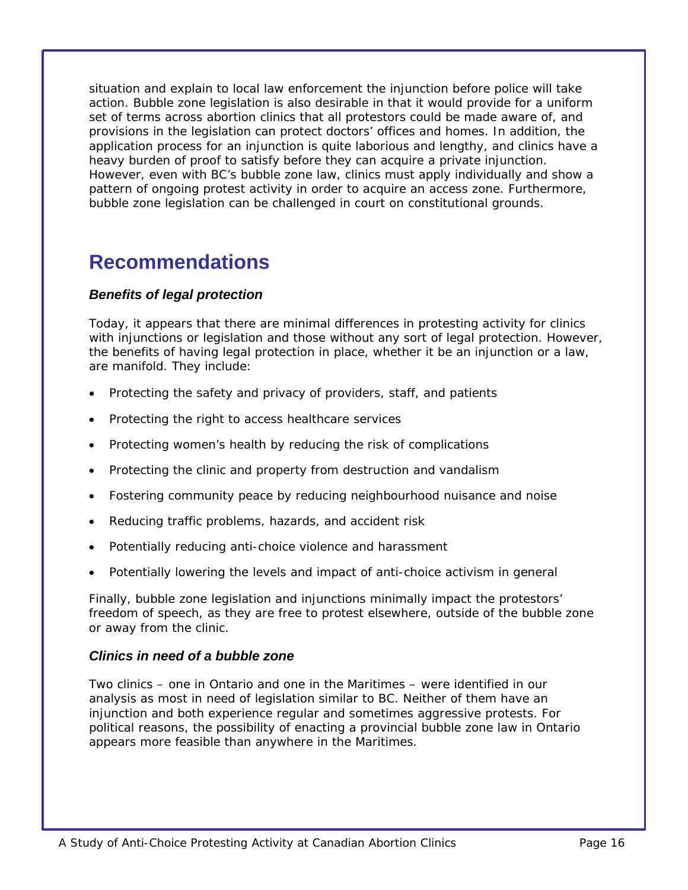situation and explain to local law enforcement the injunction before police will take action. Bubble zone legislation is also desirable in that it would provide for a uniform set of terms across abortion clinics that all protestors could be made aware of, and provisions in the legislation can protect doctors' offices and homes. In addition, the application process for an injunction is quite laborious and lengthy, and clinics have a heavy burden of proof to satisfy before they can acquire a private injunction. However, even with BC's bubble zone law, clinics must apply individually and show a pattern of ongoing protest activity in order to acquire an access zone. Furthermore, bubble zone legislation can be challenged in court on constitutional grounds.

# Recommendations

### *Benefits of legal protection*

Today, it appears that there are minimal differences in protesting activity for clinics with injunctions or legislation and those without any sort of legal protection. However, the benefits of having legal protection in place, whether it be an injunction or a law, are manifold. They include:

- Protecting the safety and privacy of providers, staff, and patients
- Protecting the right to access healthcare services
- Protecting women's health by reducing the risk of complications
- Protecting the clinic and property from destruction and vandalism
- Fostering community peace by reducing neighbourhood nuisance and noise
- Reducing traffic problems, hazards, and accident risk
- Potentially reducing anti-choice violence and harassment
- Potentially lowering the levels and impact of anti-choice activism in general

Finally, bubble zone legislation and injunctions minimally impact the protestors' freedom of speech, as they are free to protest elsewhere, outside of the bubble zone or away from the clinic.

### *Clinics in need of a bubble zone*

Two clinics – one in Ontario and one in the Maritimes – were identified in our analysis as most in need of legislation similar to BC. Neither of them have an injunction and both experience regular and sometimes aggressive protests. For political reasons, the possibility of enacting a provincial bubble zone law in Ontario appears more feasible than anywhere in the Maritimes.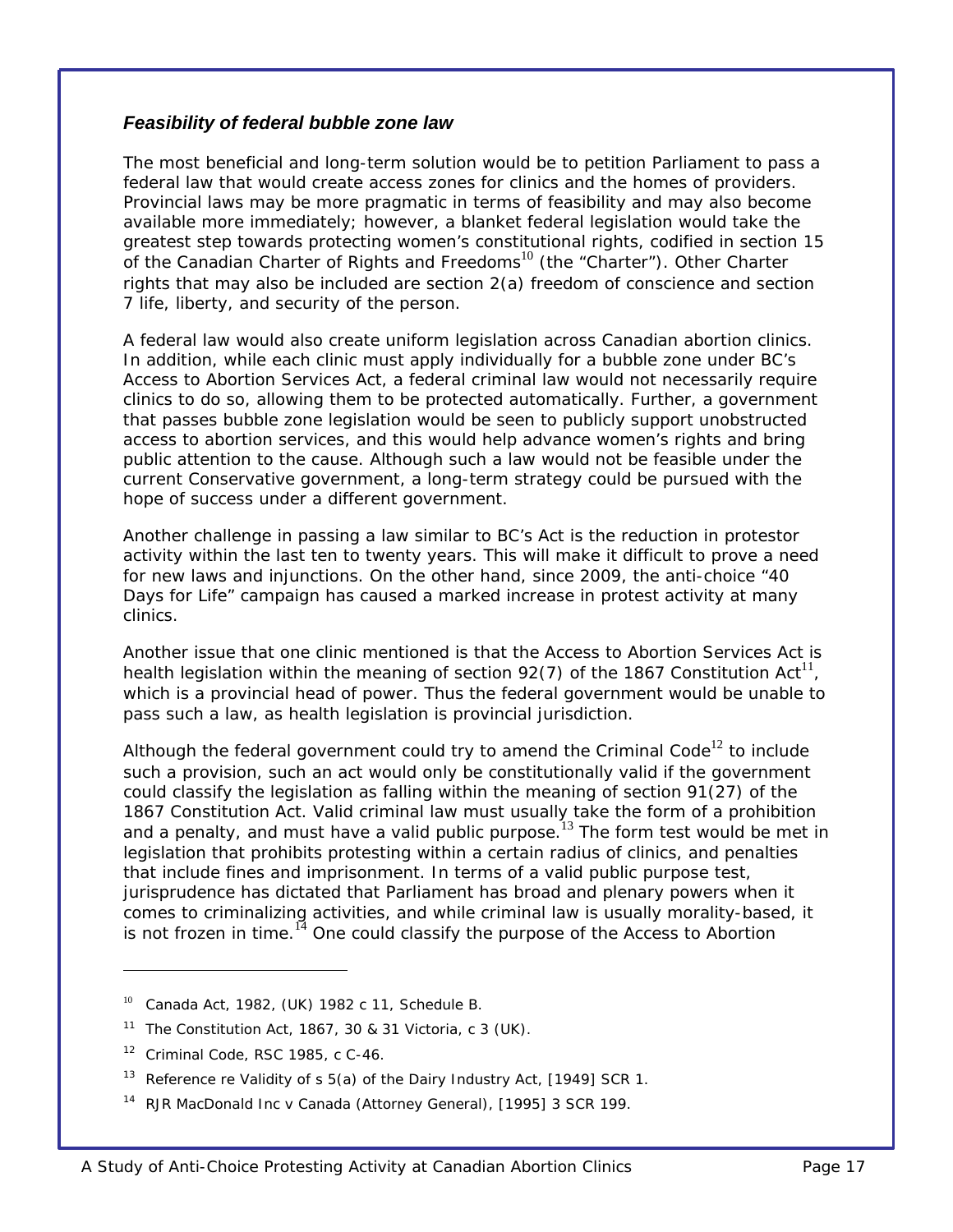### *Feasibility of federal bubble zone law*

The most beneficial and long-term solution would be to petition Parliament to pass a federal law that would create access zones for clinics and the homes of providers. Provincial laws may be more pragmatic in terms of feasibility and may also become available more immediately; however, a blanket federal legislation would take the greatest step towards protecting women's constitutional rights, codified in section 15 of the Canadian Charter of Rights and Freedoms[10] (the "Charter"). Other Charter rights that may also be included are section 2(a) freedom of conscience and section 7 life, liberty, and security of the person.

A federal law would also create uniform legislation across Canadian abortion clinics. In addition, while each clinic must apply individually for a bubble zone under BC's Access to Abortion Services Act, a federal criminal law would not necessarily require clinics to do so, allowing them to be protected automatically. Further, a government that passes bubble zone legislation would be seen to publicly support unobstructed access to abortion services, and this would help advance women's rights and bring public attention to the cause. Although such a law would not be feasible under the current Conservative government, a long-term strategy could be pursued with the hope of success under a different government.

Another challenge in passing a law similar to BC's Act is the reduction in protestor activity within the last ten to twenty years. This will make it difficult to prove a need for new laws and injunctions. On the other hand, since 2009, the anti-choice "40 Days for Life" campaign has caused a marked increase in protest activity at many clinics.

Another issue that one clinic mentioned is that the Access to Abortion Services Act is health legislation within the meaning of section 92(7) of the 1867 Constitution Act[11], which is a provincial head of power. Thus the federal government would be unable to pass such a law, as health legislation is provincial jurisdiction.

Although the federal government could try to amend the Criminal Code[12] to include such a provision, such an act would only be constitutionally valid if the government could classify the legislation as falling within the meaning of section 91(27) of the 1867 Constitution Act. Valid criminal law must usually take the form of a prohibition and a penalty, and must have a valid public purpose.[13] The form test would be met in legislation that prohibits protesting within a certain radius of clinics, and penalties that include fines and imprisonment. In terms of a valid public purpose test, jurisprudence has dictated that Parliament has broad and plenary powers when it comes to criminalizing activities, and while criminal law is usually morality-based, it is not frozen in time.[14] One could classify the purpose of the Access to Abortion

---

[10] Canada Act, 1982, (UK) 1982 c 11, Schedule B.

[11] The Constitution Act, 1867, 30 & 31 Victoria, c 3 (UK).

[12] Criminal Code, RSC 1985, c C-46.

[13] Reference re Validity of s 5(a) of the Dairy Industry Act, [1949] SCR 1.

[14] RJR MacDonald Inc v Canada (Attorney General), [1995] 3 SCR 199.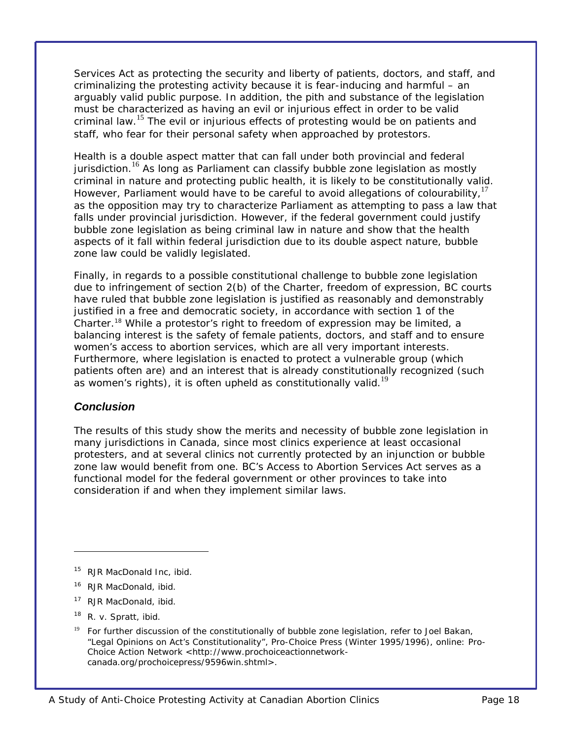Services Act as protecting the security and liberty of patients, doctors, and staff, and criminalizing the protesting activity because it is fear-inducing and harmful – an arguably valid public purpose. In addition, the pith and substance of the legislation must be characterized as having an evil or injurious effect in order to be valid criminal law.[15] The evil or injurious effects of protesting would be on patients and staff, who fear for their personal safety when approached by protestors.

Health is a double aspect matter that can fall under both provincial and federal jurisdiction.[16] As long as Parliament can classify bubble zone legislation as mostly criminal in nature and protecting public health, it is likely to be constitutionally valid. However, Parliament would have to be careful to avoid allegations of colourability,[17] as the opposition may try to characterize Parliament as attempting to pass a law that falls under provincial jurisdiction. However, if the federal government could justify bubble zone legislation as being criminal law in nature and show that the health aspects of it fall within federal jurisdiction due to its double aspect nature, bubble zone law could be validly legislated.

Finally, in regards to a possible constitutional challenge to bubble zone legislation due to infringement of section 2(b) of the Charter, freedom of expression, BC courts have ruled that bubble zone legislation is justified as reasonably and demonstrably justified in a free and democratic society, in accordance with section 1 of the Charter.[18] While a protestor's right to freedom of expression may be limited, a balancing interest is the safety of female patients, doctors, and staff and to ensure women's access to abortion services, which are all very important interests. Furthermore, where legislation is enacted to protect a vulnerable group (which patients often are) and an interest that is already constitutionally recognized (such as women's rights), it is often upheld as constitutionally valid.[19]

### *Conclusion*

The results of this study show the merits and necessity of bubble zone legislation in many jurisdictions in Canada, since most clinics experience at least occasional protesters, and at several clinics not currently protected by an injunction or bubble zone law would benefit from one. BC's Access to Abortion Services Act serves as a functional model for the federal government or other provinces to take into consideration if and when they implement similar laws.

---

[15] RJR MacDonald Inc, ibid.

[16] RJR MacDonald, ibid.

[17] RJR MacDonald, ibid.

[18] R. v. Spratt, ibid.

[19] For further discussion of the constitutionally of bubble zone legislation, refer to Joel Bakan, "Legal Opinions on Act's Constitutionality", Pro-Choice Press (Winter 1995/1996), online: Pro-Choice Action Network <http://www.prochoiceactionnetwork-canada.org/prochoicepress/9596win.shtml>.